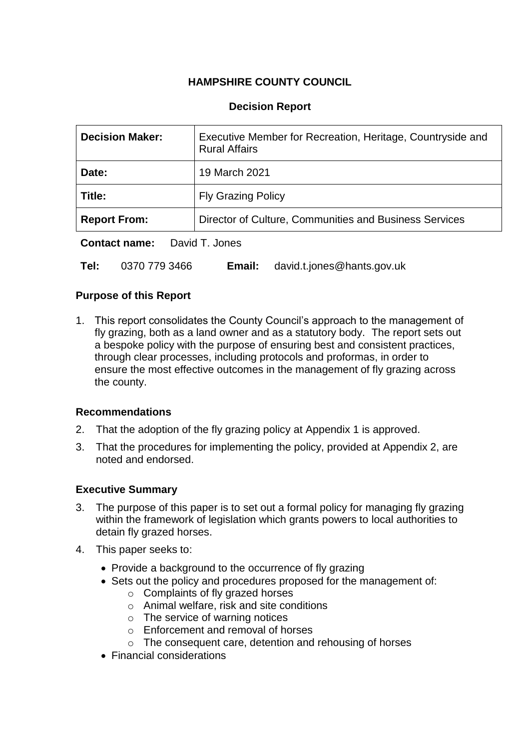**HAMPSHIRE COUNTY COUNCIL**

**Decision Report**

| **Decision Maker:** | Executive Member for Recreation, Heritage, Countryside and Rural Affairs |
|---|---|
| **Date:** | 19 March 2021 |
| **Title:** | Fly Grazing Policy |
| **Report From:** | Director of Culture, Communities and Business Services |

**Contact name:** David T. Jones

**Tel:** 0370 779 3466 **Email:** david.t.jones@hants.gov.uk

## Purpose of this Report

1. This report consolidates the County Council's approach to the management of fly grazing, both as a land owner and as a statutory body. The report sets out a bespoke policy with the purpose of ensuring best and consistent practices, through clear processes, including protocols and proformas, in order to ensure the most effective outcomes in the management of fly grazing across the county.

## Recommendations

2. That the adoption of the fly grazing policy at Appendix 1 is approved.
3. That the procedures for implementing the policy, provided at Appendix 2, are noted and endorsed.

## Executive Summary

3. The purpose of this paper is to set out a formal policy for managing fly grazing within the framework of legislation which grants powers to local authorities to detain fly grazed horses.
4. This paper seeks to:
   - Provide a background to the occurrence of fly grazing
   - Sets out the policy and procedures proposed for the management of:
     - Complaints of fly grazed horses
     - Animal welfare, risk and site conditions
     - The service of warning notices
     - Enforcement and removal of horses
     - The consequent care, detention and rehousing of horses
   - Financial considerations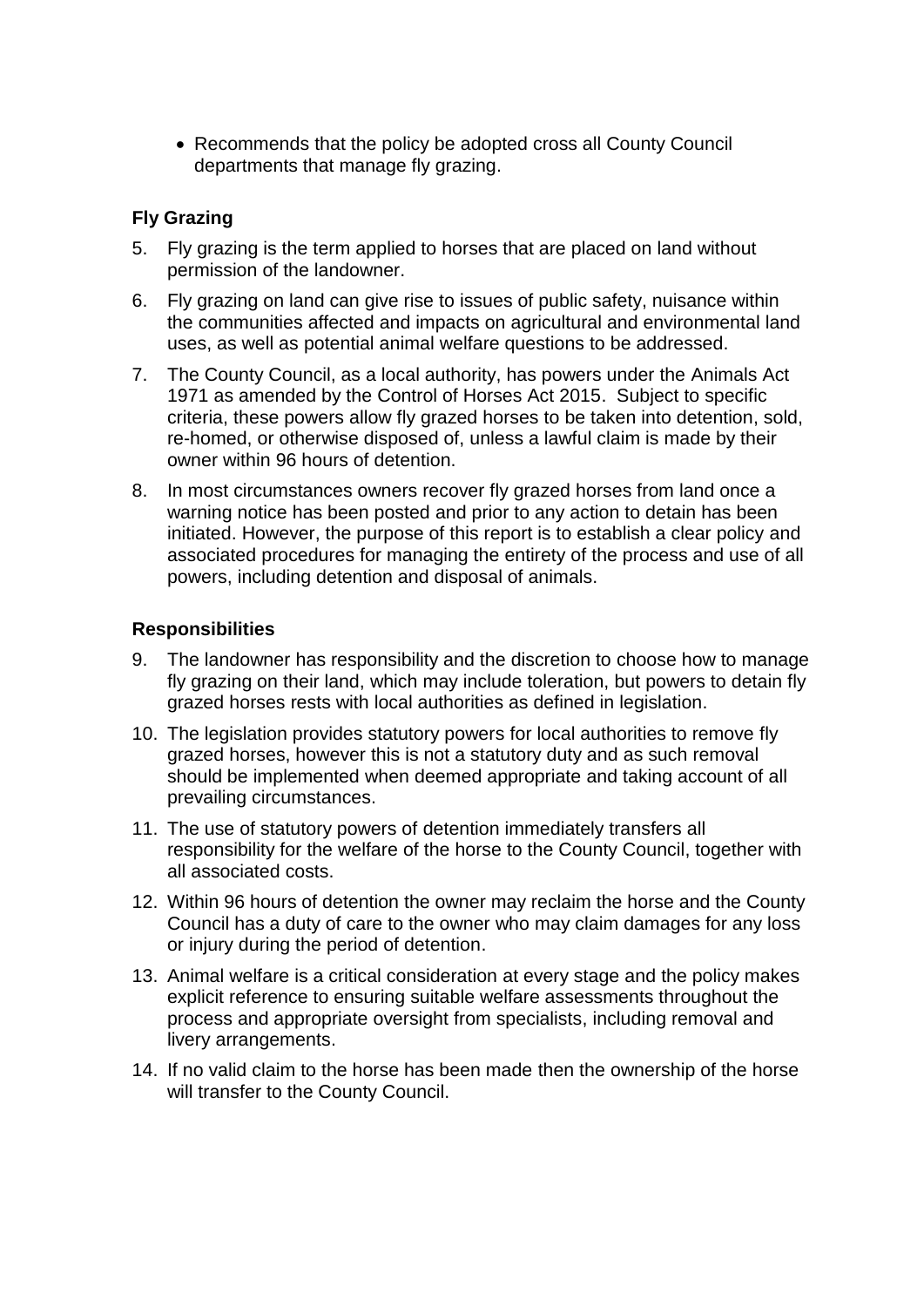- Recommends that the policy be adopted cross all County Council departments that manage fly grazing.

### Fly Grazing

5. Fly grazing is the term applied to horses that are placed on land without permission of the landowner.
6. Fly grazing on land can give rise to issues of public safety, nuisance within the communities affected and impacts on agricultural and environmental land uses, as well as potential animal welfare questions to be addressed.
7. The County Council, as a local authority, has powers under the Animals Act 1971 as amended by the Control of Horses Act 2015. Subject to specific criteria, these powers allow fly grazed horses to be taken into detention, sold, re-homed, or otherwise disposed of, unless a lawful claim is made by their owner within 96 hours of detention.
8. In most circumstances owners recover fly grazed horses from land once a warning notice has been posted and prior to any action to detain has been initiated. However, the purpose of this report is to establish a clear policy and associated procedures for managing the entirety of the process and use of all powers, including detention and disposal of animals.

### Responsibilities

9. The landowner has responsibility and the discretion to choose how to manage fly grazing on their land, which may include toleration, but powers to detain fly grazed horses rests with local authorities as defined in legislation.
10. The legislation provides statutory powers for local authorities to remove fly grazed horses, however this is not a statutory duty and as such removal should be implemented when deemed appropriate and taking account of all prevailing circumstances.
11. The use of statutory powers of detention immediately transfers all responsibility for the welfare of the horse to the County Council, together with all associated costs.
12. Within 96 hours of detention the owner may reclaim the horse and the County Council has a duty of care to the owner who may claim damages for any loss or injury during the period of detention.
13. Animal welfare is a critical consideration at every stage and the policy makes explicit reference to ensuring suitable welfare assessments throughout the process and appropriate oversight from specialists, including removal and livery arrangements.
14. If no valid claim to the horse has been made then the ownership of the horse will transfer to the County Council.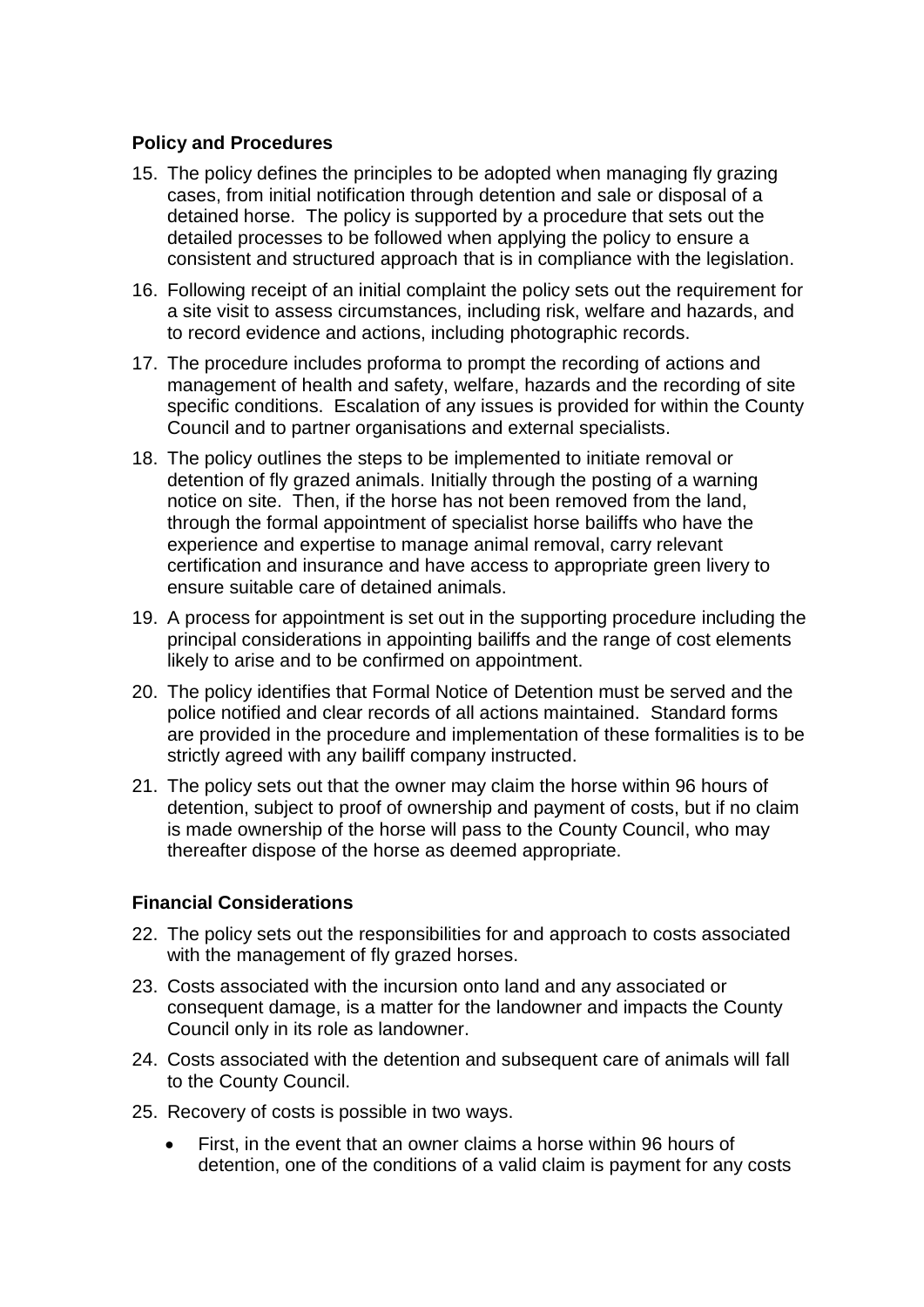**Policy and Procedures**

15. The policy defines the principles to be adopted when managing fly grazing cases, from initial notification through detention and sale or disposal of a detained horse. The policy is supported by a procedure that sets out the detailed processes to be followed when applying the policy to ensure a consistent and structured approach that is in compliance with the legislation.
16. Following receipt of an initial complaint the policy sets out the requirement for a site visit to assess circumstances, including risk, welfare and hazards, and to record evidence and actions, including photographic records.
17. The procedure includes proforma to prompt the recording of actions and management of health and safety, welfare, hazards and the recording of site specific conditions. Escalation of any issues is provided for within the County Council and to partner organisations and external specialists.
18. The policy outlines the steps to be implemented to initiate removal or detention of fly grazed animals. Initially through the posting of a warning notice on site. Then, if the horse has not been removed from the land, through the formal appointment of specialist horse bailiffs who have the experience and expertise to manage animal removal, carry relevant certification and insurance and have access to appropriate green livery to ensure suitable care of detained animals.
19. A process for appointment is set out in the supporting procedure including the principal considerations in appointing bailiffs and the range of cost elements likely to arise and to be confirmed on appointment.
20. The policy identifies that Formal Notice of Detention must be served and the police notified and clear records of all actions maintained. Standard forms are provided in the procedure and implementation of these formalities is to be strictly agreed with any bailiff company instructed.
21. The policy sets out that the owner may claim the horse within 96 hours of detention, subject to proof of ownership and payment of costs, but if no claim is made ownership of the horse will pass to the County Council, who may thereafter dispose of the horse as deemed appropriate.

**Financial Considerations**

22. The policy sets out the responsibilities for and approach to costs associated with the management of fly grazed horses.
23. Costs associated with the incursion onto land and any associated or consequent damage, is a matter for the landowner and impacts the County Council only in its role as landowner.
24. Costs associated with the detention and subsequent care of animals will fall to the County Council.
25. Recovery of costs is possible in two ways.
    - First, in the event that an owner claims a horse within 96 hours of detention, one of the conditions of a valid claim is payment for any costs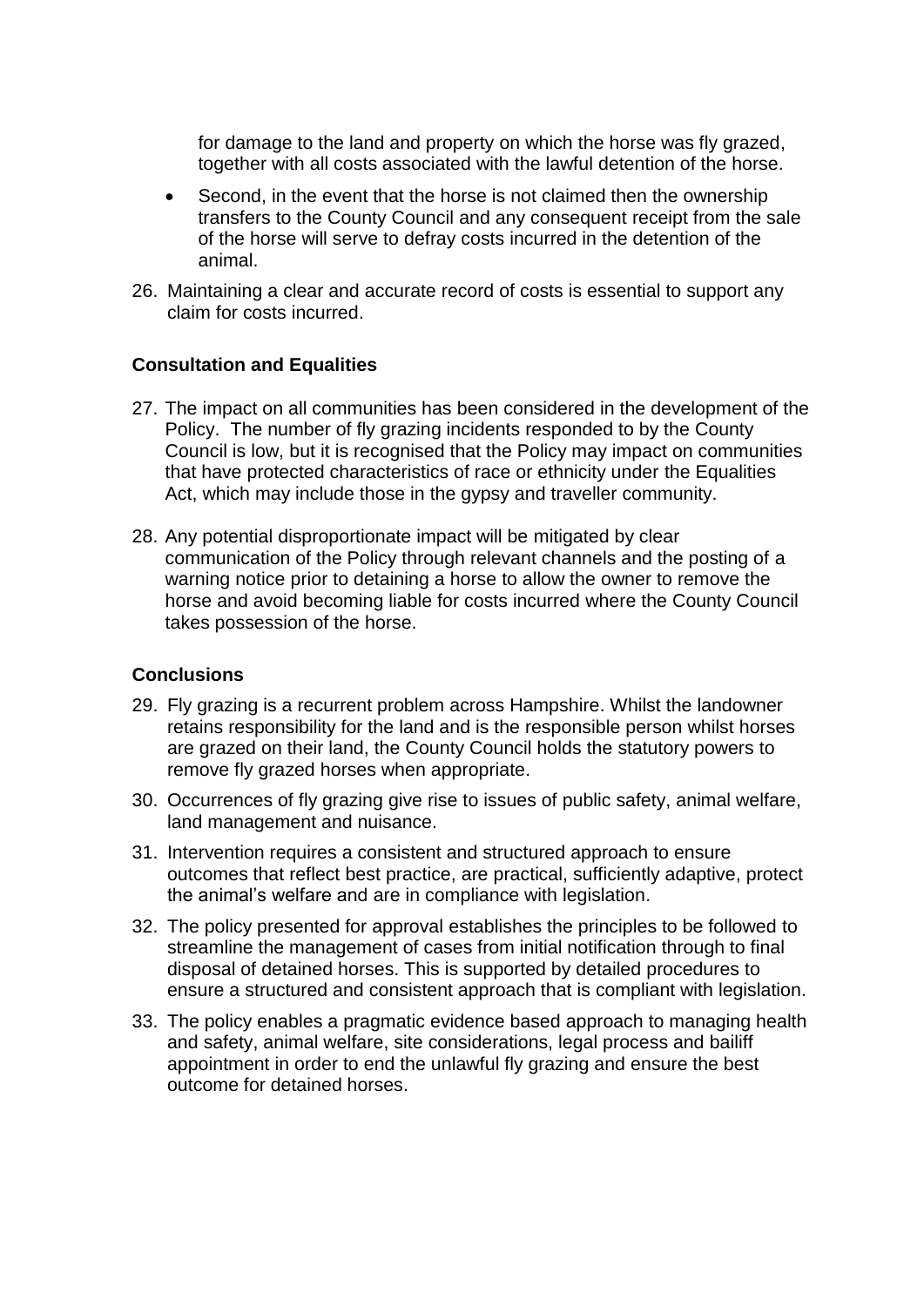for damage to the land and property on which the horse was fly grazed, together with all costs associated with the lawful detention of the horse.

- Second, in the event that the horse is not claimed then the ownership transfers to the County Council and any consequent receipt from the sale of the horse will serve to defray costs incurred in the detention of the animal.

26. Maintaining a clear and accurate record of costs is essential to support any claim for costs incurred.

**Consultation and Equalities**

27. The impact on all communities has been considered in the development of the Policy. The number of fly grazing incidents responded to by the County Council is low, but it is recognised that the Policy may impact on communities that have protected characteristics of race or ethnicity under the Equalities Act, which may include those in the gypsy and traveller community.

28. Any potential disproportionate impact will be mitigated by clear communication of the Policy through relevant channels and the posting of a warning notice prior to detaining a horse to allow the owner to remove the horse and avoid becoming liable for costs incurred where the County Council takes possession of the horse.

**Conclusions**

29. Fly grazing is a recurrent problem across Hampshire. Whilst the landowner retains responsibility for the land and is the responsible person whilst horses are grazed on their land, the County Council holds the statutory powers to remove fly grazed horses when appropriate.

30. Occurrences of fly grazing give rise to issues of public safety, animal welfare, land management and nuisance.

31. Intervention requires a consistent and structured approach to ensure outcomes that reflect best practice, are practical, sufficiently adaptive, protect the animal's welfare and are in compliance with legislation.

32. The policy presented for approval establishes the principles to be followed to streamline the management of cases from initial notification through to final disposal of detained horses. This is supported by detailed procedures to ensure a structured and consistent approach that is compliant with legislation.

33. The policy enables a pragmatic evidence based approach to managing health and safety, animal welfare, site considerations, legal process and bailiff appointment in order to end the unlawful fly grazing and ensure the best outcome for detained horses.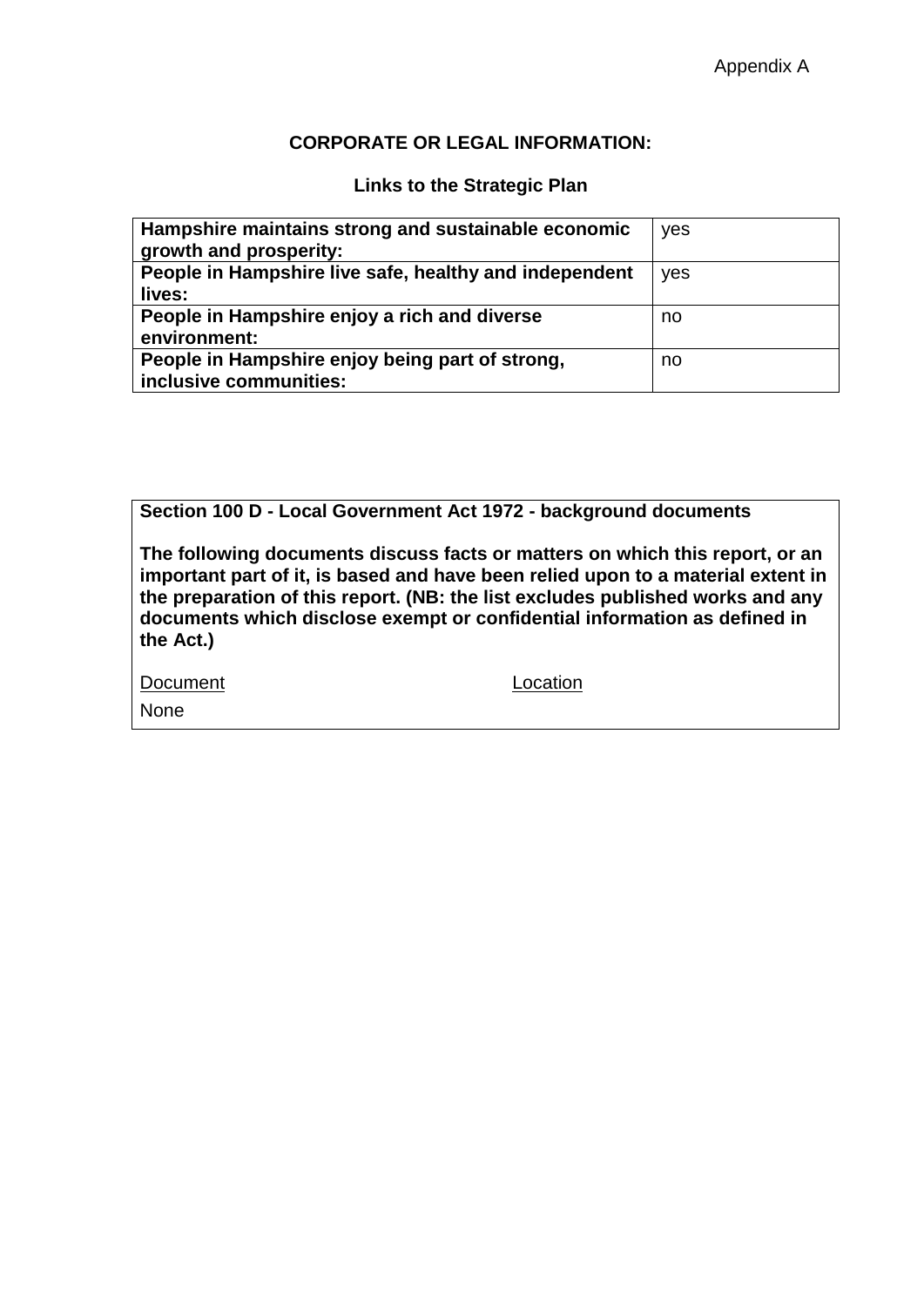Appendix A

**CORPORATE OR LEGAL INFORMATION:**

**Links to the Strategic Plan**

| | |
|---|---|
| **Hampshire maintains strong and sustainable economic growth and prosperity:** | yes |
| **People in Hampshire live safe, healthy and independent lives:** | yes |
| **People in Hampshire enjoy a rich and diverse environment:** | no |
| **People in Hampshire enjoy being part of strong, inclusive communities:** | no |

**Section 100 D - Local Government Act 1972 - background documents**

**The following documents discuss facts or matters on which this report, or an important part of it, is based and have been relied upon to a material extent in the preparation of this report. (NB: the list excludes published works and any documents which disclose exempt or confidential information as defined in the Act.)**

| Document | Location |
|---|---|
| None | |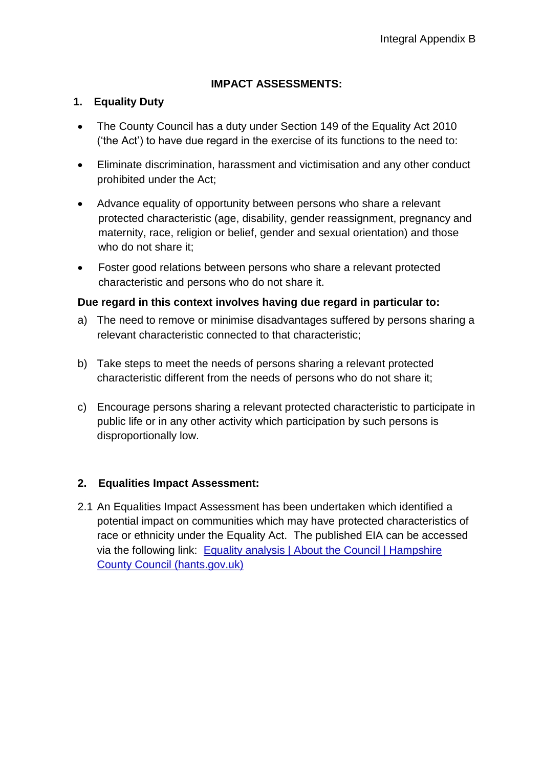Integral Appendix B

## IMPACT ASSESSMENTS:

### 1. Equality Duty

- The County Council has a duty under Section 149 of the Equality Act 2010 ('the Act') to have due regard in the exercise of its functions to the need to:
- Eliminate discrimination, harassment and victimisation and any other conduct prohibited under the Act;
- Advance equality of opportunity between persons who share a relevant protected characteristic (age, disability, gender reassignment, pregnancy and maternity, race, religion or belief, gender and sexual orientation) and those who do not share it;
- Foster good relations between persons who share a relevant protected characteristic and persons who do not share it.

**Due regard in this context involves having due regard in particular to:**

a) The need to remove or minimise disadvantages suffered by persons sharing a relevant characteristic connected to that characteristic;

b) Take steps to meet the needs of persons sharing a relevant protected characteristic different from the needs of persons who do not share it;

c) Encourage persons sharing a relevant protected characteristic to participate in public life or in any other activity which participation by such persons is disproportionally low.

### 2. Equalities Impact Assessment:

2.1 An Equalities Impact Assessment has been undertaken which identified a potential impact on communities which may have protected characteristics of race or ethnicity under the Equality Act. The published EIA can be accessed via the following link: [Equality analysis | About the Council | Hampshire County Council (hants.gov.uk)]